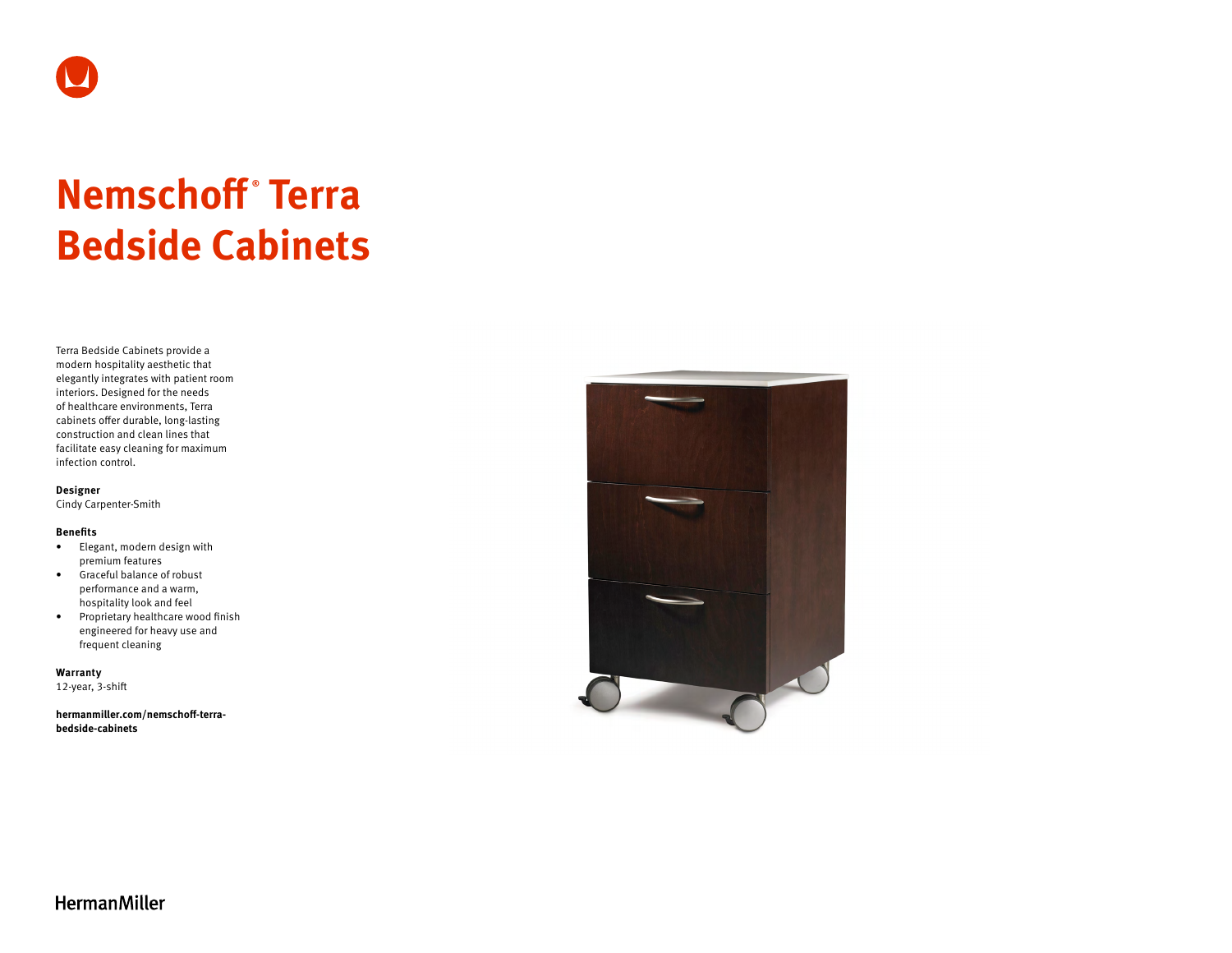# Nemschoff® Terra Bedside Cabinets

Terra Bedside Cabinets provide a modern hospitality aesthetic that elegantly integrates with patient room interiors. Designed for the needs of healthcare environments, Terra cabinets offer durable, long-lasting construction and clean lines that facilitate easy cleaning for maximum infection control.

**Designer**
Cindy Carpenter-Smith

**Benefits**

- Elegant, modern design with premium features
- Graceful balance of robust performance and a warm, hospitality look and feel
- Proprietary healthcare wood finish engineered for heavy use and frequent cleaning

**Warranty**
12-year, 3-shift

**hermanmiller.com/nemschoff-terra-bedside-cabinets**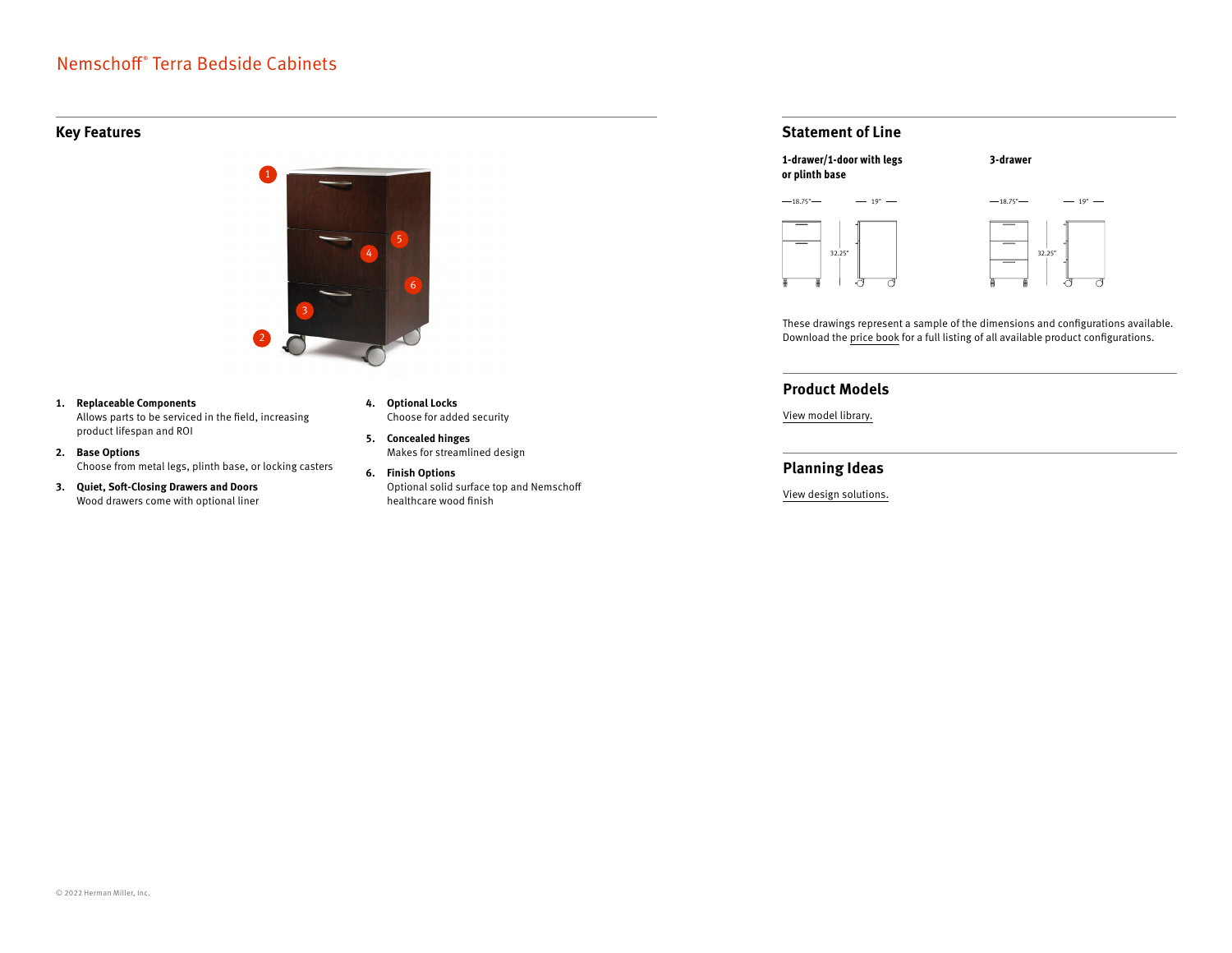# Nemschoff® Terra Bedside Cabinets

## Key Features

1. **Replaceable Components**
   Allows parts to be serviced in the field, increasing product lifespan and ROI
2. **Base Options**
   Choose from metal legs, plinth base, or locking casters
3. **Quiet, Soft-Closing Drawers and Doors**
   Wood drawers come with optional liner
4. **Optional Locks**
   Choose for added security
5. **Concealed hinges**
   Makes for streamlined design
6. **Finish Options**
   Optional solid surface top and Nemschoff healthcare wood finish

## Statement of Line

**1-drawer/1-door with legs or plinth base**

18.75"
19"
32.25"

**3-drawer**

18.75"
19"
32.25"

These drawings represent a sample of the dimensions and configurations available. Download the price book for a full listing of all available product configurations.

## Product Models

View model library.

## Planning Ideas

View design solutions.

© 2022 Herman Miller, Inc.